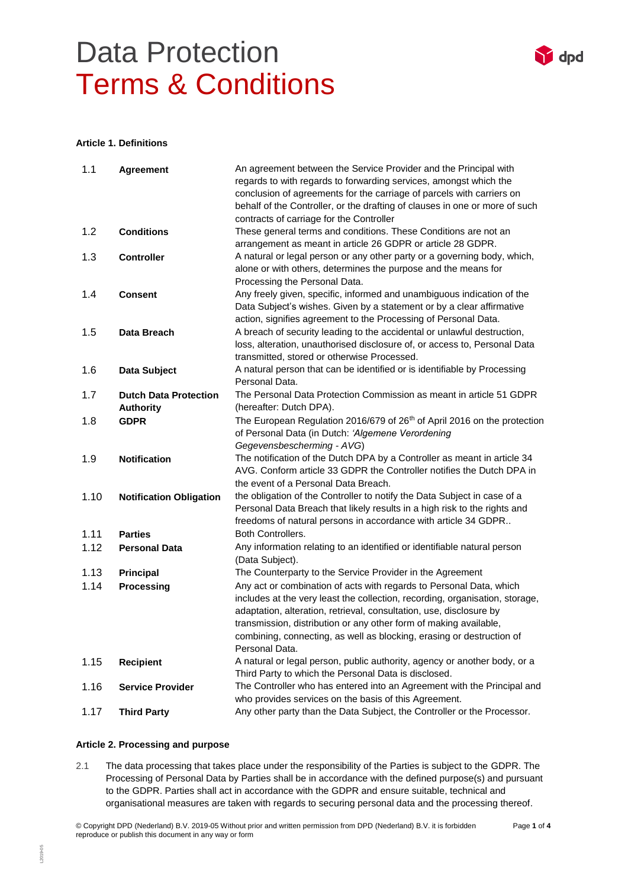# Data Protection
# Terms & Conditions

**Article 1. Definitions**

| | | |
|---|---|---|
| 1.1 | **Agreement** | An agreement between the Service Provider and the Principal with regards to with regards to forwarding services, amongst which the conclusion of agreements for the carriage of parcels with carriers on behalf of the Controller, or the drafting of clauses in one or more of such contracts of carriage for the Controller |
| 1.2 | **Conditions** | These general terms and conditions. These Conditions are not an arrangement as meant in article 26 GDPR or article 28 GDPR. |
| 1.3 | **Controller** | A natural or legal person or any other party or a governing body, which, alone or with others, determines the purpose and the means for Processing the Personal Data. |
| 1.4 | **Consent** | Any freely given, specific, informed and unambiguous indication of the Data Subject's wishes. Given by a statement or by a clear affirmative action, signifies agreement to the Processing of Personal Data. |
| 1.5 | **Data Breach** | A breach of security leading to the accidental or unlawful destruction, loss, alteration, unauthorised disclosure of, or access to, Personal Data transmitted, stored or otherwise Processed. |
| 1.6 | **Data Subject** | A natural person that can be identified or is identifiable by Processing Personal Data. |
| 1.7 | **Dutch Data Protection Authority** | The Personal Data Protection Commission as meant in article 51 GDPR (hereafter: Dutch DPA). |
| 1.8 | **GDPR** | The European Regulation 2016/679 of 26th of April 2016 on the protection of Personal Data (in Dutch: *'Algemene Verordening Gegevensbescherming - AVG*) |
| 1.9 | **Notification** | The notification of the Dutch DPA by a Controller as meant in article 34 AVG. Conform article 33 GDPR the Controller notifies the Dutch DPA in the event of a Personal Data Breach. |
| 1.10 | **Notification Obligation** | the obligation of the Controller to notify the Data Subject in case of a Personal Data Breach that likely results in a high risk to the rights and freedoms of natural persons in accordance with article 34 GDPR.. |
| 1.11 | **Parties** | Both Controllers. |
| 1.12 | **Personal Data** | Any information relating to an identified or identifiable natural person (Data Subject). |
| 1.13 | **Principal** | The Counterparty to the Service Provider in the Agreement |
| 1.14 | **Processing** | Any act or combination of acts with regards to Personal Data, which includes at the very least the collection, recording, organisation, storage, adaptation, alteration, retrieval, consultation, use, disclosure by transmission, distribution or any other form of making available, combining, connecting, as well as blocking, erasing or destruction of Personal Data. |
| 1.15 | **Recipient** | A natural or legal person, public authority, agency or another body, or a Third Party to which the Personal Data is disclosed. |
| 1.16 | **Service Provider** | The Controller who has entered into an Agreement with the Principal and who provides services on the basis of this Agreement. |
| 1.17 | **Third Party** | Any other party than the Data Subject, the Controller or the Processor. |

**Article 2. Processing and purpose**

2.1 The data processing that takes place under the responsibility of the Parties is subject to the GDPR. The Processing of Personal Data by Parties shall be in accordance with the defined purpose(s) and pursuant to the GDPR. Parties shall act in accordance with the GDPR and ensure suitable, technical and organisational measures are taken with regards to securing personal data and the processing thereof.

© Copyright DPD (Nederland) B.V. 2019-05 Without prior and written permission from DPD (Nederland) B.V. it is forbidden reproduce or publish this document in any way or form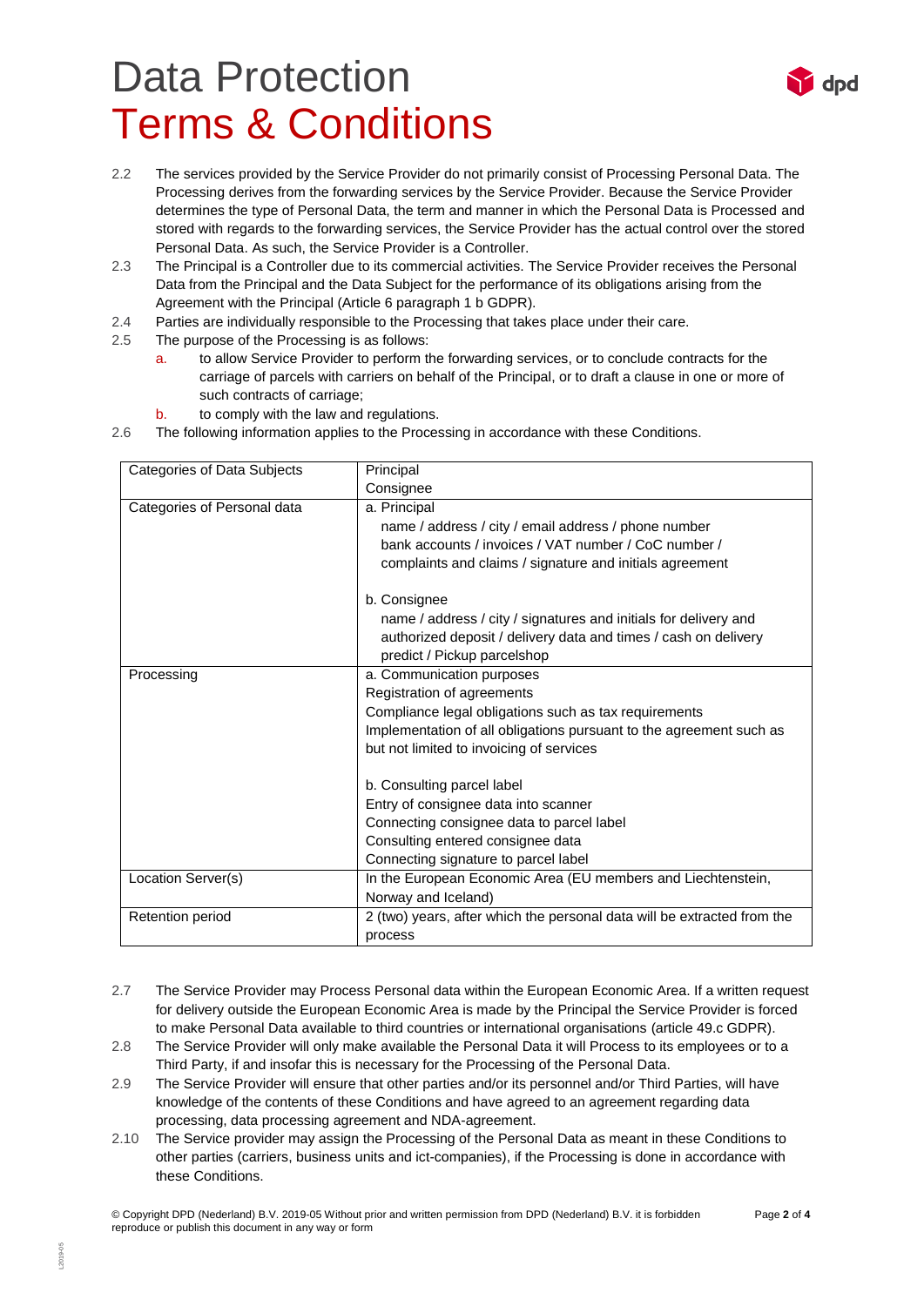# Data Protection
# Terms & Conditions

2.2 The services provided by the Service Provider do not primarily consist of Processing Personal Data. The Processing derives from the forwarding services by the Service Provider. Because the Service Provider determines the type of Personal Data, the term and manner in which the Personal Data is Processed and stored with regards to the forwarding services, the Service Provider has the actual control over the stored Personal Data. As such, the Service Provider is a Controller.

2.3 The Principal is a Controller due to its commercial activities. The Service Provider receives the Personal Data from the Principal and the Data Subject for the performance of its obligations arising from the Agreement with the Principal (Article 6 paragraph 1 b GDPR).

2.4 Parties are individually responsible to the Processing that takes place under their care.

2.5 The purpose of the Processing is as follows:

a. to allow Service Provider to perform the forwarding services, or to conclude contracts for the carriage of parcels with carriers on behalf of the Principal, or to draft a clause in one or more of such contracts of carriage;

b. to comply with the law and regulations.

2.6 The following information applies to the Processing in accordance with these Conditions.

| | |
|---|---|
| Categories of Data Subjects | Principal<br>Consignee |
| Categories of Personal data | a. Principal<br>name / address / city / email address / phone number<br>bank accounts / invoices / VAT number / CoC number /<br>complaints and claims / signature and initials agreement<br><br>b. Consignee<br>name / address / city / signatures and initials for delivery and authorized deposit / delivery data and times / cash on delivery predict / Pickup parcelshop |
| Processing | a. Communication purposes<br>Registration of agreements<br>Compliance legal obligations such as tax requirements<br>Implementation of all obligations pursuant to the agreement such as but not limited to invoicing of services<br><br>b. Consulting parcel label<br>Entry of consignee data into scanner<br>Connecting consignee data to parcel label<br>Consulting entered consignee data<br>Connecting signature to parcel label |
| Location Server(s) | In the European Economic Area (EU members and Liechtenstein, Norway and Iceland) |
| Retention period | 2 (two) years, after which the personal data will be extracted from the process |

2.7 The Service Provider may Process Personal data within the European Economic Area. If a written request for delivery outside the European Economic Area is made by the Principal the Service Provider is forced to make Personal Data available to third countries or international organisations (article 49.c GDPR).

2.8 The Service Provider will only make available the Personal Data it will Process to its employees or to a Third Party, if and insofar this is necessary for the Processing of the Personal Data.

2.9 The Service Provider will ensure that other parties and/or its personnel and/or Third Parties, will have knowledge of the contents of these Conditions and have agreed to an agreement regarding data processing, data processing agreement and NDA-agreement.

2.10 The Service provider may assign the Processing of the Personal Data as meant in these Conditions to other parties (carriers, business units and ict-companies), if the Processing is done in accordance with these Conditions.

© Copyright DPD (Nederland) B.V. 2019-05 Without prior and written permission from DPD (Nederland) B.V. it is forbidden reproduce or publish this document in any way or form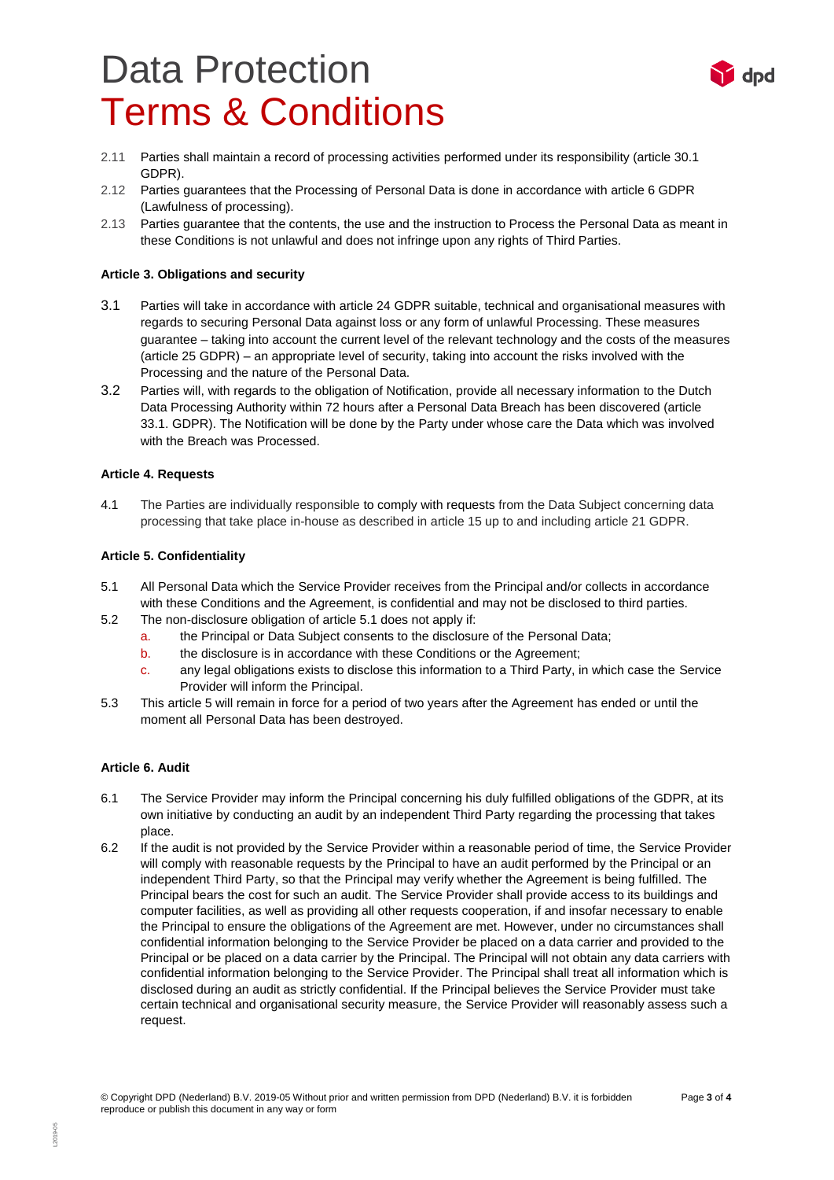2.11 Parties shall maintain a record of processing activities performed under its responsibility (article 30.1 GDPR).

2.12 Parties guarantees that the Processing of Personal Data is done in accordance with article 6 GDPR (Lawfulness of processing).

2.13 Parties guarantee that the contents, the use and the instruction to Process the Personal Data as meant in these Conditions is not unlawful and does not infringe upon any rights of Third Parties.

**Article 3. Obligations and security**

3.1 Parties will take in accordance with article 24 GDPR suitable, technical and organisational measures with regards to securing Personal Data against loss or any form of unlawful Processing. These measures guarantee – taking into account the current level of the relevant technology and the costs of the measures (article 25 GDPR) – an appropriate level of security, taking into account the risks involved with the Processing and the nature of the Personal Data.

3.2 Parties will, with regards to the obligation of Notification, provide all necessary information to the Dutch Data Processing Authority within 72 hours after a Personal Data Breach has been discovered (article 33.1. GDPR). The Notification will be done by the Party under whose care the Data which was involved with the Breach was Processed.

**Article 4. Requests**

4.1 The Parties are individually responsible to comply with requests from the Data Subject concerning data processing that take place in-house as described in article 15 up to and including article 21 GDPR.

**Article 5. Confidentiality**

5.1 All Personal Data which the Service Provider receives from the Principal and/or collects in accordance with these Conditions and the Agreement, is confidential and may not be disclosed to third parties.

5.2 The non-disclosure obligation of article 5.1 does not apply if:
   a. the Principal or Data Subject consents to the disclosure of the Personal Data;
   b. the disclosure is in accordance with these Conditions or the Agreement;
   c. any legal obligations exists to disclose this information to a Third Party, in which case the Service Provider will inform the Principal.

5.3 This article 5 will remain in force for a period of two years after the Agreement has ended or until the moment all Personal Data has been destroyed.

**Article 6. Audit**

6.1 The Service Provider may inform the Principal concerning his duly fulfilled obligations of the GDPR, at its own initiative by conducting an audit by an independent Third Party regarding the processing that takes place.

6.2 If the audit is not provided by the Service Provider within a reasonable period of time, the Service Provider will comply with reasonable requests by the Principal to have an audit performed by the Principal or an independent Third Party, so that the Principal may verify whether the Agreement is being fulfilled. The Principal bears the cost for such an audit. The Service Provider shall provide access to its buildings and computer facilities, as well as providing all other requests cooperation, if and insofar necessary to enable the Principal to ensure the obligations of the Agreement are met. However, under no circumstances shall confidential information belonging to the Service Provider be placed on a data carrier and provided to the Principal or be placed on a data carrier by the Principal. The Principal will not obtain any data carriers with confidential information belonging to the Service Provider. The Principal shall treat all information which is disclosed during an audit as strictly confidential. If the Principal believes the Service Provider must take certain technical and organisational security measure, the Service Provider will reasonably assess such a request.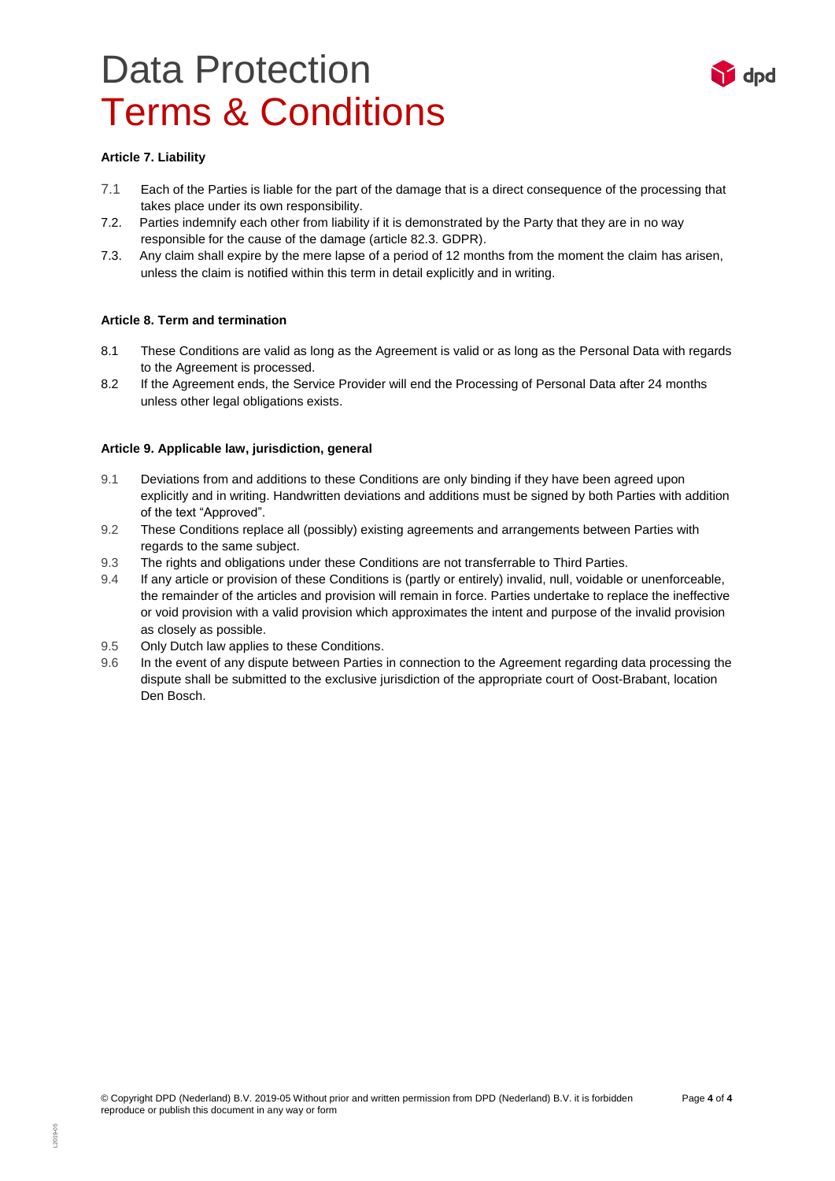# Data Protection
# Terms & Conditions

**Article 7. Liability**

7.1 Each of the Parties is liable for the part of the damage that is a direct consequence of the processing that takes place under its own responsibility.

7.2. Parties indemnify each other from liability if it is demonstrated by the Party that they are in no way responsible for the cause of the damage (article 82.3. GDPR).

7.3. Any claim shall expire by the mere lapse of a period of 12 months from the moment the claim has arisen, unless the claim is notified within this term in detail explicitly and in writing.

**Article 8. Term and termination**

8.1 These Conditions are valid as long as the Agreement is valid or as long as the Personal Data with regards to the Agreement is processed.

8.2 If the Agreement ends, the Service Provider will end the Processing of Personal Data after 24 months unless other legal obligations exists.

**Article 9. Applicable law, jurisdiction, general**

9.1 Deviations from and additions to these Conditions are only binding if they have been agreed upon explicitly and in writing. Handwritten deviations and additions must be signed by both Parties with addition of the text "Approved".

9.2 These Conditions replace all (possibly) existing agreements and arrangements between Parties with regards to the same subject.

9.3 The rights and obligations under these Conditions are not transferrable to Third Parties.

9.4 If any article or provision of these Conditions is (partly or entirely) invalid, null, voidable or unenforceable, the remainder of the articles and provision will remain in force. Parties undertake to replace the ineffective or void provision with a valid provision which approximates the intent and purpose of the invalid provision as closely as possible.

9.5 Only Dutch law applies to these Conditions.

9.6 In the event of any dispute between Parties in connection to the Agreement regarding data processing the dispute shall be submitted to the exclusive jurisdiction of the appropriate court of Oost-Brabant, location Den Bosch.

© Copyright DPD (Nederland) B.V. 2019-05 Without prior and written permission from DPD (Nederland) B.V. it is forbidden reproduce or publish this document in any way or form